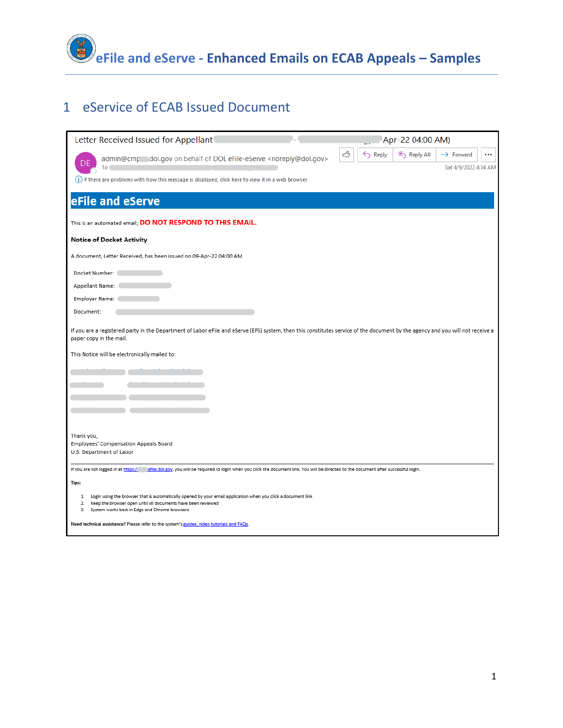# eFile and eServe - Enhanced Emails on ECAB Appeals – Samples

## 1 eService of ECAB Issued Document

Letter Received Issued for Appellant - Apr-22 04:00 AM)

admin@cmp dol.gov on behalf of DOL eFile-eServe <noreply@dol.gov>

To

Reply | Reply All | Forward | ...

Sat 4/9/2022 4:54 AM

If there are problems with how this message is displayed, click here to view it in a web browser.

**eFile and eServe**

This is an automated email; **DO NOT RESPOND TO THIS EMAIL.**

**Notice of Docket Activity**

A document, Letter Received, has been issued on 09-Apr-22 04:00 AM.

Docket Number:

Appellant Name:

Employer Name:

Document:

If you are a registered party in the Department of Labor eFile and eServe (EFS) system, then this constitutes service of the document by the agency and you will not receive a paper copy in the mail.

This Notice will be electronically mailed to:

Thank you,
Employees' Compensation Appeals Board
U.S. Department of Labor

---

If you are not logged in at https:// efile.dol.gov, you will be required to login when you click the document link. You will be directed to the document after successful login.

**Tips:**

1. Login using the browser that is automatically opened by your email application when you click a document link
2. Keep the browser open until all documents have been reviewed
3. System works best in Edge and Chrome browsers

**Need technical assistance?** Please refer to the system's guides, video tutorials and FAQs.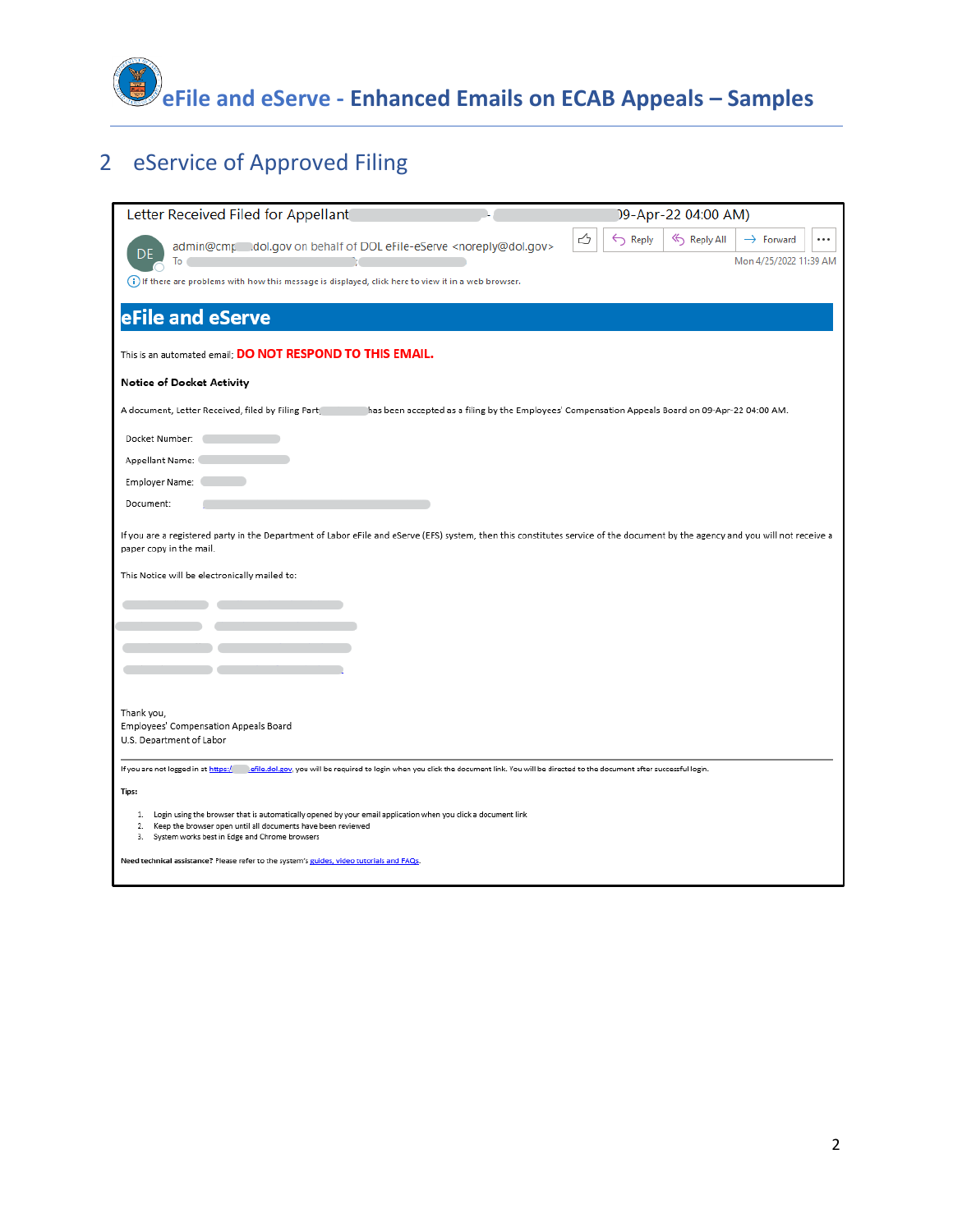## 2 eService of Approved Filing

Letter Received Filed for Appellant - 09-Apr-22 04:00 AM)

admin@cmp .dol.gov on behalf of DOL eFile-eServe <noreply@dol.gov>

To

Reply | Reply All | Forward

Mon 4/25/2022 11:39 AM

If there are problems with how this message is displayed, click here to view it in a web browser.

### eFile and eServe

This is an automated email; **DO NOT RESPOND TO THIS EMAIL.**

**Notice of Docket Activity**

A document, Letter Received, filed by Filing Party has been accepted as a filing by the Employees' Compensation Appeals Board on 09-Apr-22 04:00 AM.

Docket Number:

Appellant Name:

Employer Name:

Document:

If you are a registered party in the Department of Labor eFile and eServe (EFS) system, then this constitutes service of the document by the agency and you will not receive a paper copy in the mail.

This Notice will be electronically mailed to:

Thank you,
Employees' Compensation Appeals Board
U.S. Department of Labor

---

If you are not logged in at https:// .efile.dol.gov, you will be required to login when you click the document link. You will be directed to the document after successful login.

**Tips:**

1. Login using the browser that is automatically opened by your email application when you click a document link
2. Keep the browser open until all documents have been reviewed
3. System works best in Edge and Chrome browsers

**Need technical assistance?** Please refer to the system's guides, video tutorials and FAQs.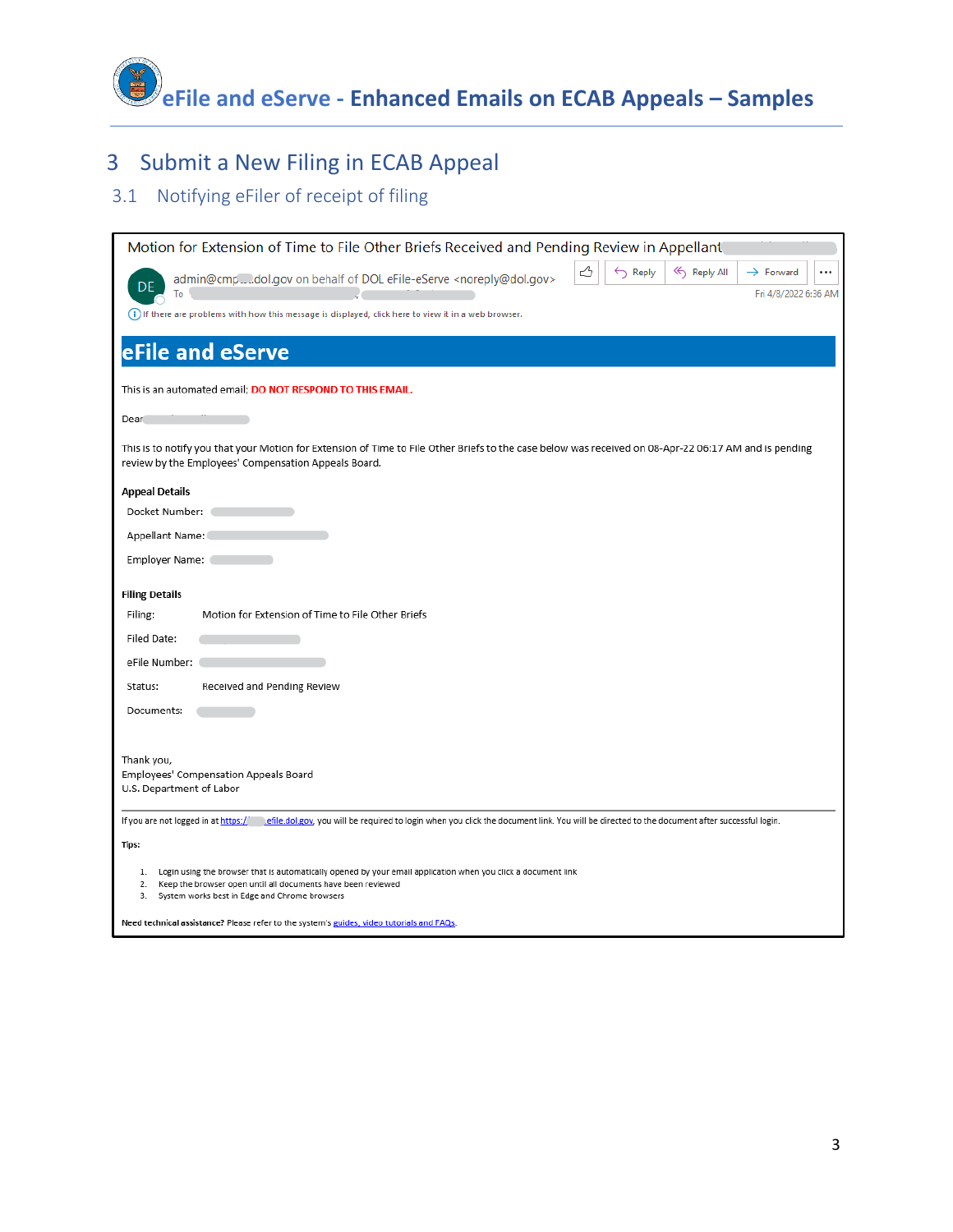# 3 Submit a New Filing in ECAB Appeal

## 3.1 Notifying eFiler of receipt of filing

Motion for Extension of Time to File Other Briefs Received and Pending Review in Appellant

admin@cmp .dol.gov on behalf of DOL eFile-eServe <noreply@dol.gov>

To

Reply | Reply All | Forward

Fri 4/8/2022 6:36 AM

If there are problems with how this message is displayed, click here to view it in a web browser.

**eFile and eServe**

This is an automated email; **DO NOT RESPOND TO THIS EMAIL.**

Dear

This is to notify you that your Motion for Extension of Time to File Other Briefs to the case below was received on 08-Apr-22 06:17 AM and is pending review by the Employees' Compensation Appeals Board.

**Appeal Details**

Docket Number:

Appellant Name:

Employer Name:

**Filing Details**

Filing: Motion for Extension of Time to File Other Briefs

Filed Date:

eFile Number:

Status: Received and Pending Review

Documents:

Thank you,
Employees' Compensation Appeals Board
U.S. Department of Labor

If you are not logged in at https:// .efile.dol.gov, you will be required to login when you click the document link. You will be directed to the document after successful login.

**Tips:**

1. Login using the browser that is automatically opened by your email application when you click a document link
2. Keep the browser open until all documents have been reviewed
3. System works best in Edge and Chrome browsers

**Need technical assistance?** Please refer to the system's guides, video tutorials and FAQs.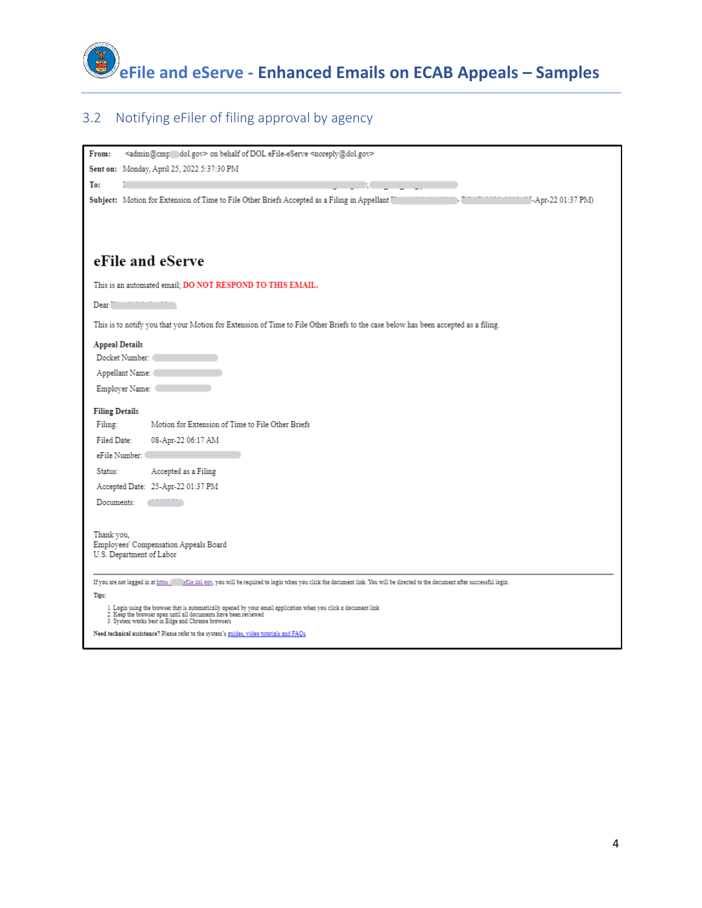## 3.2 Notifying eFiler of filing approval by agency

**From:** <admin@cmp dol.gov> on behalf of DOL eFile-eServe <noreply@dol.gov>
**Sent on:** Monday, April 25, 2022 5:37:30 PM
**To:**
**Subject:** Motion for Extension of Time to File Other Briefs Accepted as a Filing in Appellant -Apr-22 01:37 PM)

# eFile and eServe

This is an automated email; **DO NOT RESPOND TO THIS EMAIL.**

Dear

This is to notify you that your Motion for Extension of Time to File Other Briefs to the case below has been accepted as a filing.

**Appeal Details**

Docket Number:
Appellant Name:
Employer Name:

**Filing Details**

| | |
|---|---|
| Filing: | Motion for Extension of Time to File Other Briefs |
| Filed Date: | 08-Apr-22 06:17 AM |
| eFile Number: | |
| Status: | Accepted as a Filing |
| Accepted Date: | 25-Apr-22 01:37 PM |
| Documents: | |

Thank you,
Employees' Compensation Appeals Board
U.S. Department of Labor

---

If you are not logged in at https:// efile.dol.gov, you will be required to login when you click the document link. You will be directed to the document after successful login.

**Tips:**

1. Login using the browser that is automatically opened by your email application when you click a document link
2. Keep the browser open until all documents have been reviewed
3. System works best in Edge and Chrome browsers

**Need technical assistance?** Please refer to the system's guides, video tutorials and FAQs.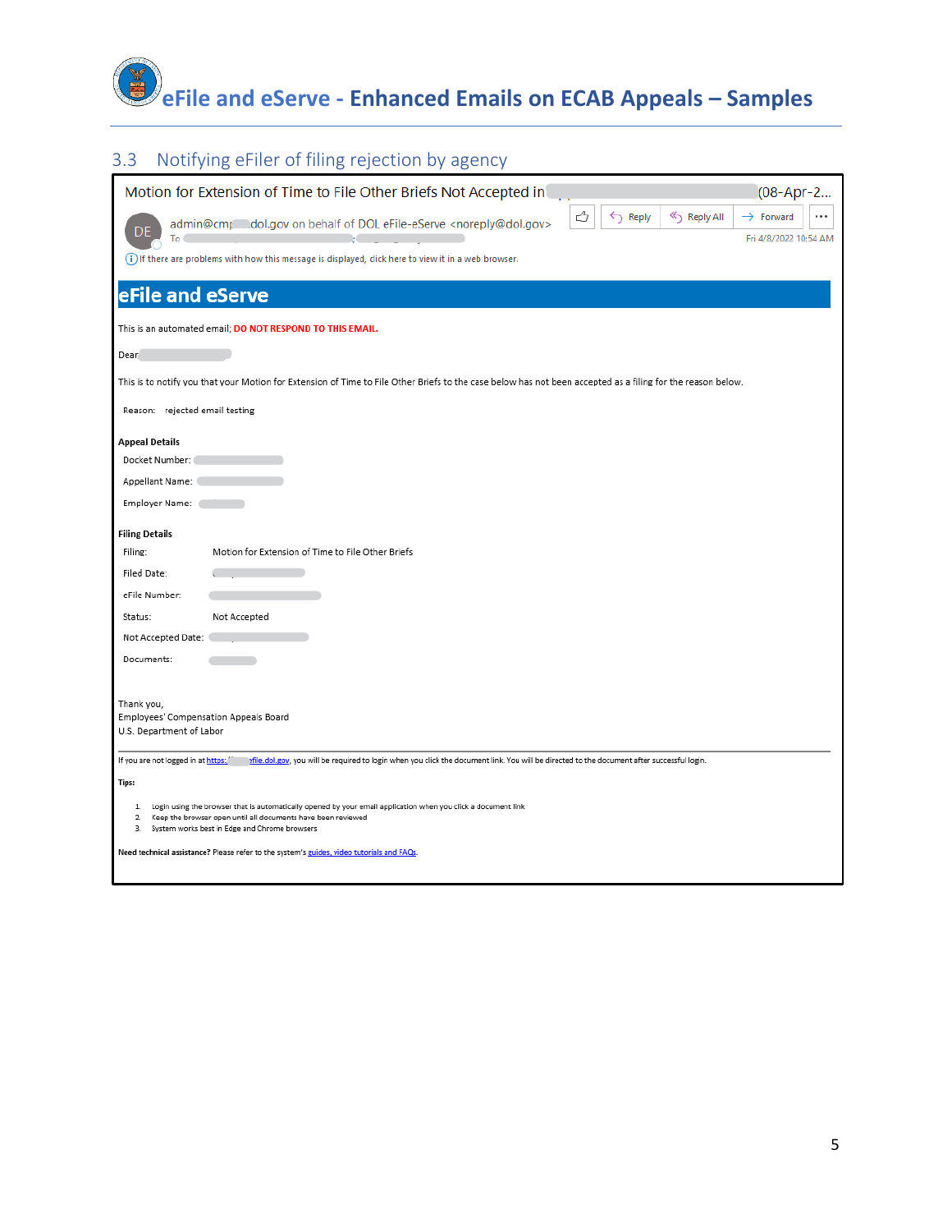## 3.3 Notifying eFiler of filing rejection by agency

Motion for Extension of Time to File Other Briefs Not Accepted in (08-Apr-2...

admin@cmp dol.gov on behalf of DOL eFile-eServe <noreply@dol.gov>

To ;

Fri 4/8/2022 10:54 AM

If there are problems with how this message is displayed, click here to view it in a web browser.

Reply | Reply All | Forward | ...

# eFile and eServe

This is an automated email; **DO NOT RESPOND TO THIS EMAIL.**

Dear

This is to notify you that your Motion for Extension of Time to File Other Briefs to the case below has not been accepted as a filing for the reason below.

Reason: rejected email testing

**Appeal Details**

Docket Number:

Appellant Name:

Employer Name:

**Filing Details**

Filing: Motion for Extension of Time to File Other Briefs

Filed Date:

eFile Number:

Status: Not Accepted

Not Accepted Date:

Documents:

Thank you,
Employees' Compensation Appeals Board
U.S. Department of Labor

---

If you are not logged in at https:// efile.dol.gov, you will be required to login when you click the document link. You will be directed to the document after successful login.

**Tips:**

1. Login using the browser that is automatically opened by your email application when you click a document link
2. Keep the browser open until all documents have been reviewed
3. System works best in Edge and Chrome browsers

**Need technical assistance?** Please refer to the system's guides, video tutorials and FAQs.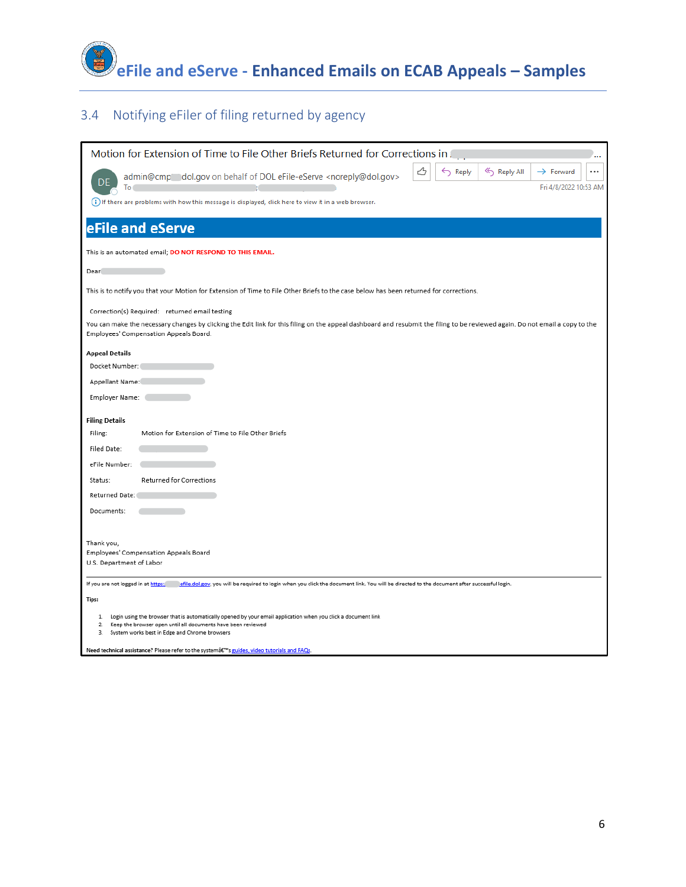## 3.4 Notifying eFiler of filing returned by agency

Motion for Extension of Time to File Other Briefs Returned for Corrections in ...

admin@cmp dol.gov on behalf of DOL eFile-eServe <noreply@dol.gov>

To

Reply | Reply All | Forward | ...

Fri 4/8/2022 10:53 AM

If there are problems with how this message is displayed, click here to view it in a web browser.

## eFile and eServe

This is an automated email; **DO NOT RESPOND TO THIS EMAIL.**

Dear

This is to notify you that your Motion for Extension of Time to File Other Briefs to the case below has been returned for corrections.

Correction(s) Required: returned email testing

You can make the necessary changes by clicking the Edit link for this filing on the appeal dashboard and resubmit the filing to be reviewed again. Do not email a copy to the Employees' Compensation Appeals Board.

**Appeal Details**

Docket Number:

Appellant Name:

Employer Name:

**Filing Details**

Filing: Motion for Extension of Time to File Other Briefs

Filed Date:

eFile Number:

Status: Returned for Corrections

Returned Date:

Documents:

Thank you,
Employees' Compensation Appeals Board
U.S. Department of Labor

---

If you are not logged in at https:// efile.dol.gov, you will be required to login when you click the document link. You will be directed to the document after successful login.

**Tips:**

1. Login using the browser that is automatically opened by your email application when you click a document link
2. Keep the browser open until all documents have been reviewed
3. System works best in Edge and Chrome browsers

**Need technical assistance?** Please refer to the systemâ€™s guides, video tutorials and FAQs.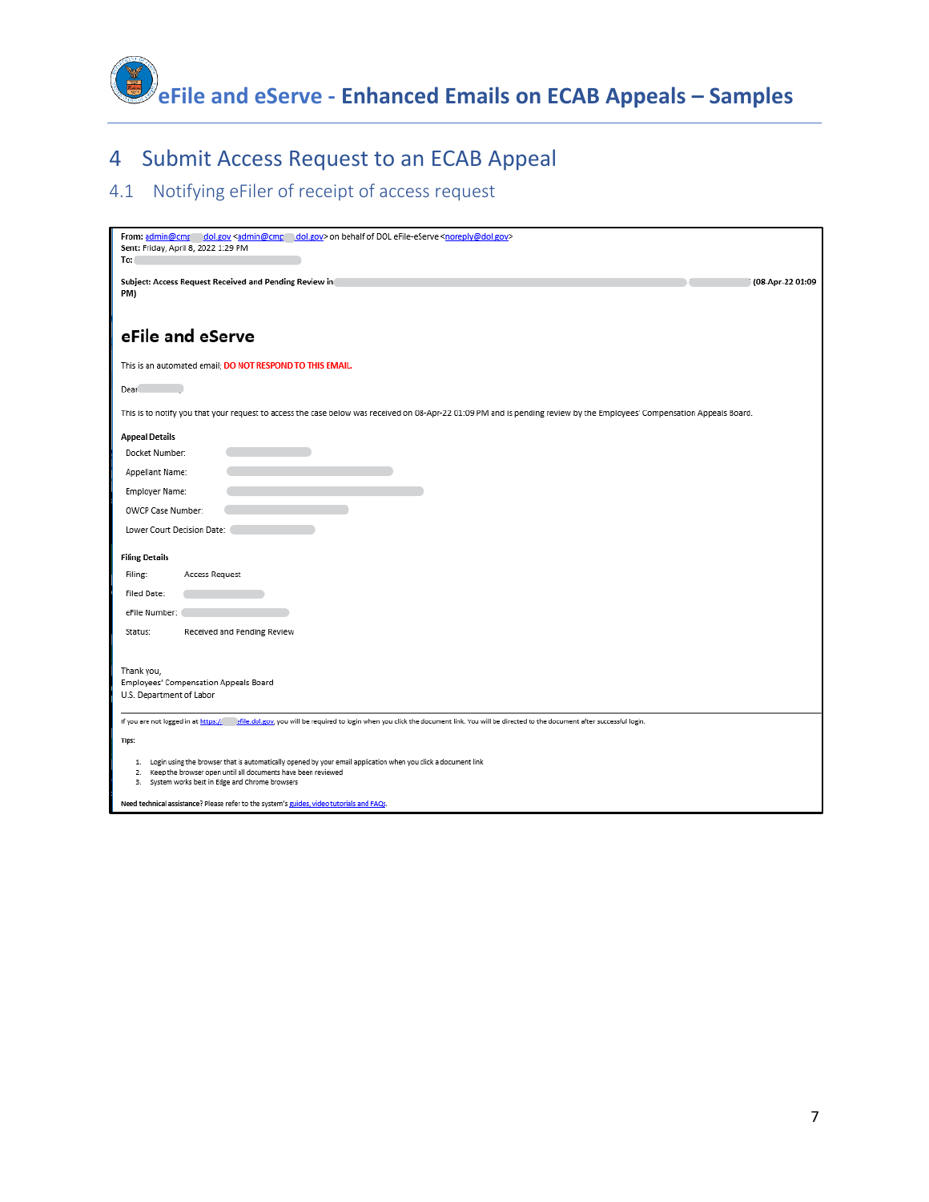# 4 Submit Access Request to an ECAB Appeal

## 4.1 Notifying eFiler of receipt of access request

**From:** admin@cmp dol.gov <admin@cmp dol.gov> on behalf of DOL eFile-eServe <noreply@dol.gov>
**Sent:** Friday, April 8, 2022 1:29 PM
**To:**

**Subject: Access Request Received and Pending Review in (08-Apr-22 01:09 PM)**

### eFile and eServe

This is an automated email; **DO NOT RESPOND TO THIS EMAIL.**

Dear

This is to notify you that your request to access the case below was received on 08-Apr-22 01:09 PM and is pending review by the Employees' Compensation Appeals Board.

**Appeal Details**

Docket Number:

Appellant Name:

Employer Name:

OWCP Case Number:

Lower Court Decision Date:

**Filing Details**

Filing: Access Request

Filed Date:

eFile Number:

Status: Received and Pending Review

Thank you,
Employees' Compensation Appeals Board
U.S. Department of Labor

If you are not logged in at https:// efile.dol.gov, you will be required to login when you click the document link. You will be directed to the document after successful login.

Tips:

1. Login using the browser that is automatically opened by your email application when you click a document link
2. Keep the browser open until all documents have been reviewed
3. System works best in Edge and Chrome browsers

**Need technical assistance?** Please refer to the system's guides, video tutorials and FAQs.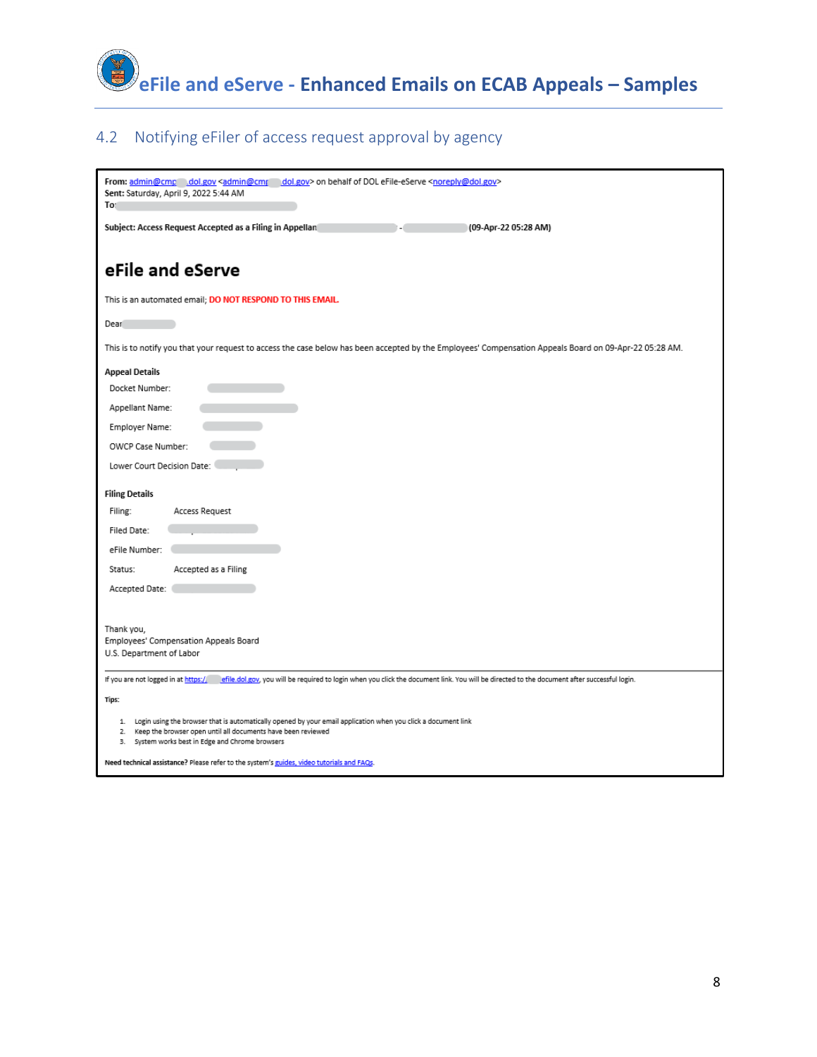## 4.2 Notifying eFiler of access request approval by agency

**From:** admin@cmp .dol.gov <admin@cmp .dol.gov> on behalf of DOL eFile-eServe <noreply@dol.gov>
**Sent:** Saturday, April 9, 2022 5:44 AM
**To:**

**Subject: Access Request Accepted as a Filing in Appellan - (09-Apr-22 05:28 AM)**

# eFile and eServe

This is an automated email; **DO NOT RESPOND TO THIS EMAIL.**

Dear

This is to notify you that your request to access the case below has been accepted by the Employees' Compensation Appeals Board on 09-Apr-22 05:28 AM.

**Appeal Details**

Docket Number:

Appellant Name:

Employer Name:

OWCP Case Number:

Lower Court Decision Date:

**Filing Details**

Filing: Access Request

Filed Date:

eFile Number:

Status: Accepted as a Filing

Accepted Date:

Thank you,
Employees' Compensation Appeals Board
U.S. Department of Labor

---

If you are not logged in at https:// efile.dol.gov, you will be required to login when you click the document link. You will be directed to the document after successful login.

**Tips:**

1. Login using the browser that is automatically opened by your email application when you click a document link
2. Keep the browser open until all documents have been reviewed
3. System works best in Edge and Chrome browsers

**Need technical assistance?** Please refer to the system's guides, video tutorials and FAQs.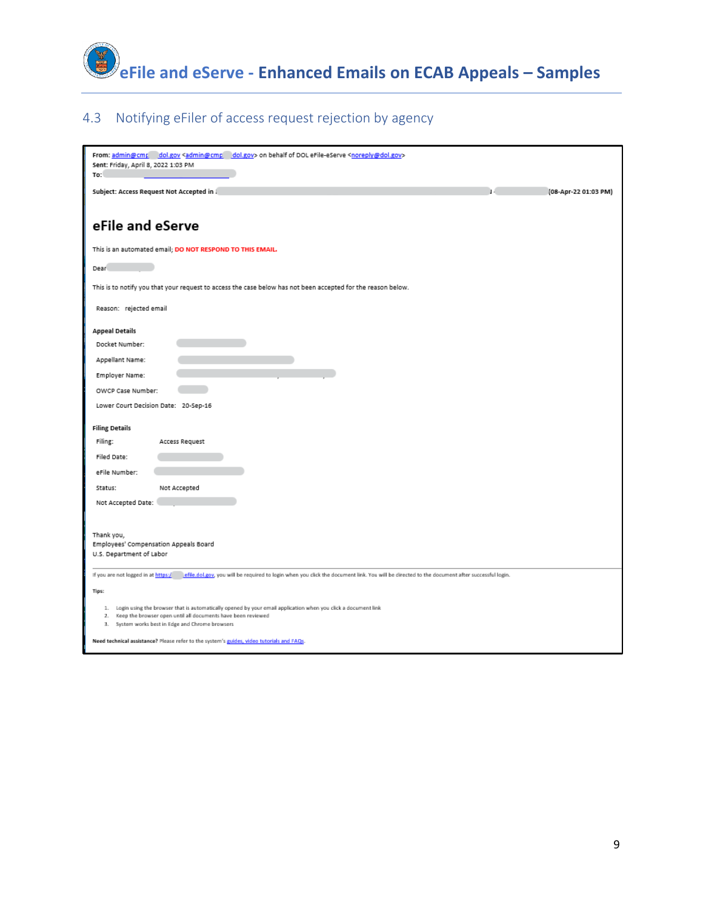## 4.3 Notifying eFiler of access request rejection by agency

**From:** admin@cmp dol.gov <admin@cmp dol.gov> on behalf of DOL eFile-eServe <noreply@dol.gov>
**Sent:** Friday, April 8, 2022 1:03 PM
**To:**

**Subject: Access Request Not Accepted in (08-Apr-22 01:03 PM)**

# eFile and eServe

This is an automated email; **DO NOT RESPOND TO THIS EMAIL.**

Dear

This is to notify you that your request to access the case below has not been accepted for the reason below.

Reason: rejected email

**Appeal Details**

Docket Number:

Appellant Name:

Employer Name:

OWCP Case Number:

Lower Court Decision Date: 20-Sep-16

**Filing Details**

Filing: Access Request

Filed Date:

eFile Number:

Status: Not Accepted

Not Accepted Date:

Thank you,
Employees' Compensation Appeals Board
U.S. Department of Labor

If you are not logged in at https:// efile.dol.gov, you will be required to login when you click the document link. You will be directed to the document after successful login.

**Tips:**

1. Login using the browser that is automatically opened by your email application when you click a document link
2. Keep the browser open until all documents have been reviewed
3. System works best in Edge and Chrome browsers

**Need technical assistance?** Please refer to the system's guides, video tutorials and FAQs.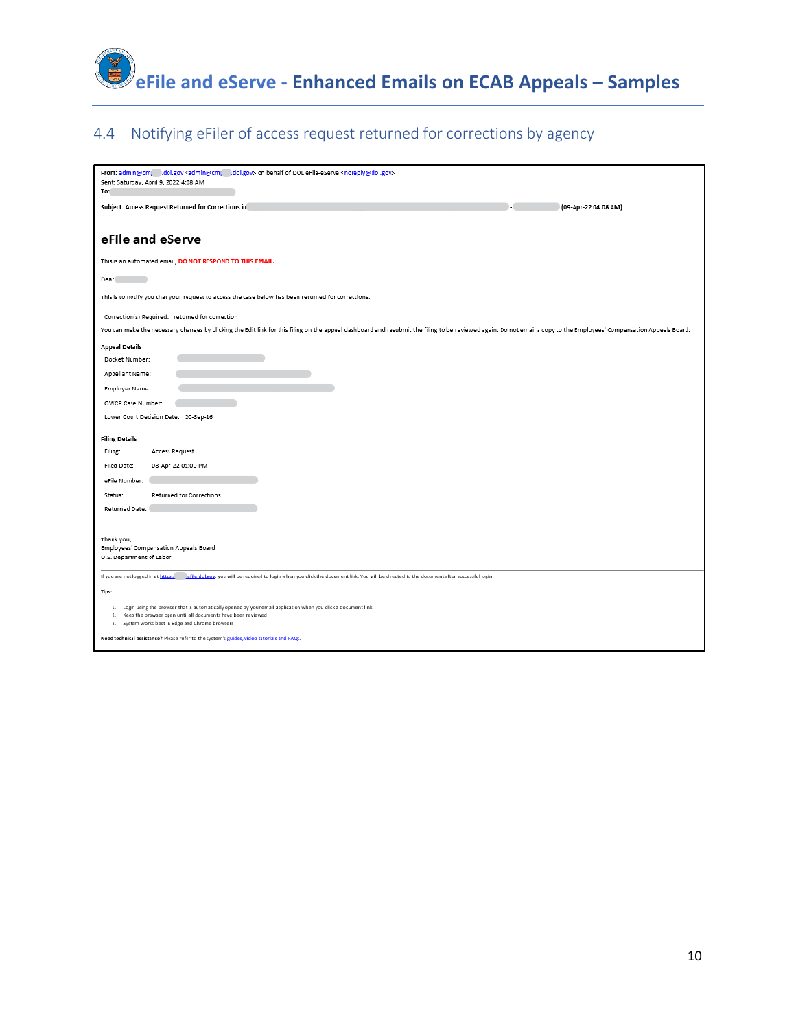# eFile and eServe - Enhanced Emails on ECAB Appeals – Samples

## 4.4 Notifying eFiler of access request returned for corrections by agency

**From:** admin@cm. .dol.gov <admin@cm. .dol.gov> on behalf of DOL eFile-eServe <noreply@dol.gov>
**Sent:** Saturday, April 9, 2022 4:08 AM
**To:**

**Subject: Access Request Returned for Corrections in - (09-Apr-22 04:08 AM)**

### eFile and eServe

This is an automated email; **DO NOT RESPOND TO THIS EMAIL.**

Dear

This is to notify you that your request to access the case below has been returned for corrections.

Correction(s) Required: returned for correction

You can make the necessary changes by clicking the Edit link for this filing on the appeal dashboard and resubmit the filing to be reviewed again. Do not email a copy to the Employees' Compensation Appeals Board.

**Appeal Details**

Docket Number:

Appellant Name:

Employer Name:

OWCP Case Number:

Lower Court Decision Date: 20-Sep-16

**Filing Details**

Filing: Access Request

Filed Date: 08-Apr-22 01:09 PM

eFile Number:

Status: Returned for Corrections

Returned Date:

Thank you,
Employees' Compensation Appeals Board
U.S. Department of Labor

---

If you are not logged in at https:// efile.dol.gov, you will be required to login when you click the document link. You will be directed to the document after successful login.

**Tips:**

1. Login using the browser that is automatically opened by your email application when you click a document link
2. Keep the browser open until all documents have been reviewed
3. System works best in Edge and Chrome browsers

**Need technical assistance?** Please refer to the system's guides, video tutorials and FAQs.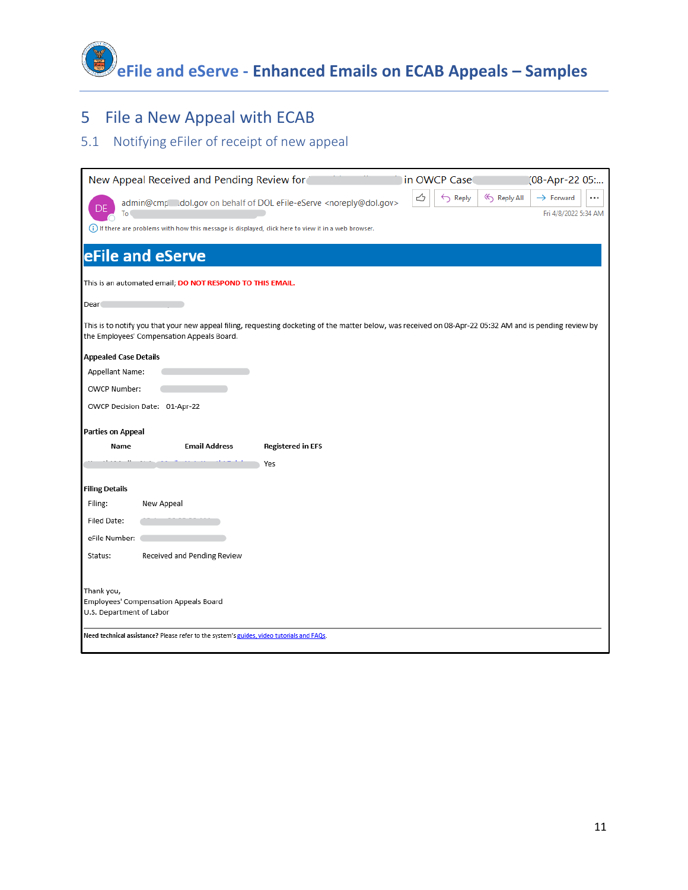# 5 File a New Appeal with ECAB

## 5.1 Notifying eFiler of receipt of new appeal

New Appeal Received and Pending Review for in OWCP Case (08-Apr-22 05:...

admin@cmp .dol.gov on behalf of DOL eFile-eServe <noreply@dol.gov>

To

Reply | Reply All | Forward

Fri 4/8/2022 5:34 AM

If there are problems with how this message is displayed, click here to view it in a web browser.

## eFile and eServe

This is an automated email; **DO NOT RESPOND TO THIS EMAIL.**

Dear

This is to notify you that your new appeal filing, requesting docketing of the matter below, was received on 08-Apr-22 05:32 AM and is pending review by the Employees' Compensation Appeals Board.

**Appealed Case Details**

Appellant Name:

OWCP Number:

OWCP Decision Date: 01-Apr-22

**Parties on Appeal**

| Name | Email Address | Registered in EFS |
|---|---|---|
| | | Yes |

**Filing Details**

Filing: New Appeal

Filed Date:

eFile Number:

Status: Received and Pending Review

Thank you,
Employees' Compensation Appeals Board
U.S. Department of Labor

**Need technical assistance?** Please refer to the system's guides, video tutorials and FAQs.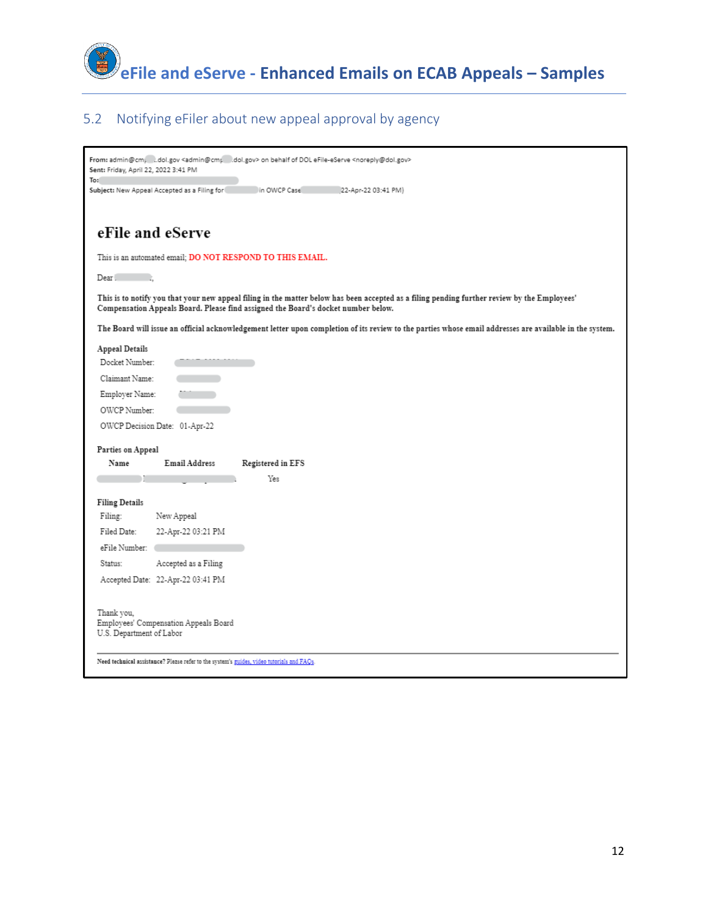## 5.2 Notifying eFiler about new appeal approval by agency

**From:** admin@cm .dol.gov <admin@cm .dol.gov> on behalf of DOL eFile-eServe <noreply@dol.gov>
**Sent:** Friday, April 22, 2022 3:41 PM
**To:**
**Subject:** New Appeal Accepted as a Filing for in OWCP Case (22-Apr-22 03:41 PM)

# eFile and eServe

This is an automated email; DO NOT RESPOND TO THIS EMAIL.

Dear ,

**This is to notify you that your new appeal filing in the matter below has been accepted as a filing pending further review by the Employees' Compensation Appeals Board. Please find assigned the Board's docket number below.**

**The Board will issue an official acknowledgement letter upon completion of its review to the parties whose email addresses are available in the system.**

**Appeal Details**

| | |
|---|---|
| Docket Number: | |
| Claimant Name: | |
| Employer Name: | |
| OWCP Number: | |
| OWCP Decision Date: | 01-Apr-22 |

**Parties on Appeal**

| Name | Email Address | Registered in EFS |
|---|---|---|
| | | Yes |

**Filing Details**

| | |
|---|---|
| Filing: | New Appeal |
| Filed Date: | 22-Apr-22 03:21 PM |
| eFile Number: | |
| Status: | Accepted as a Filing |
| Accepted Date: | 22-Apr-22 03:41 PM |

Thank you,
Employees' Compensation Appeals Board
U.S. Department of Labor

---

**Need technical assistance?** Please refer to the system's guides, video tutorials and FAQs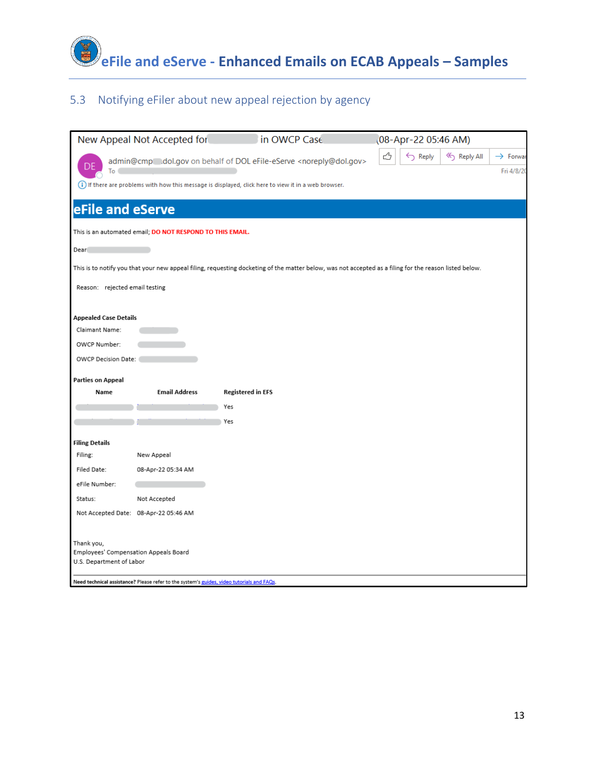## 5.3 Notifying eFiler about new appeal rejection by agency

New Appeal Not Accepted for in OWCP Case (08-Apr-22 05:46 AM)

admin@cmp dol.gov on behalf of DOL eFile-eServe <noreply@dol.gov>

To

If there are problems with how this message is displayed, click here to view it in a web browser.

Reply | Reply All | Forward

Fri 4/8/2

# eFile and eServe

This is an automated email; **DO NOT RESPOND TO THIS EMAIL.**

Dear

This is to notify you that your new appeal filing, requesting docketing of the matter below, was not accepted as a filing for the reason listed below.

Reason: rejected email testing

**Appealed Case Details**

Claimant Name:

OWCP Number:

OWCP Decision Date:

**Parties on Appeal**

| Name | Email Address | Registered in EFS |
|---|---|---|
| | | Yes |
| | | Yes |

**Filing Details**

Filing: New Appeal

Filed Date: 08-Apr-22 05:34 AM

eFile Number:

Status: Not Accepted

Not Accepted Date: 08-Apr-22 05:46 AM

Thank you,
Employees' Compensation Appeals Board
U.S. Department of Labor

**Need technical assistance?** Please refer to the system's guides, video tutorials and FAQs.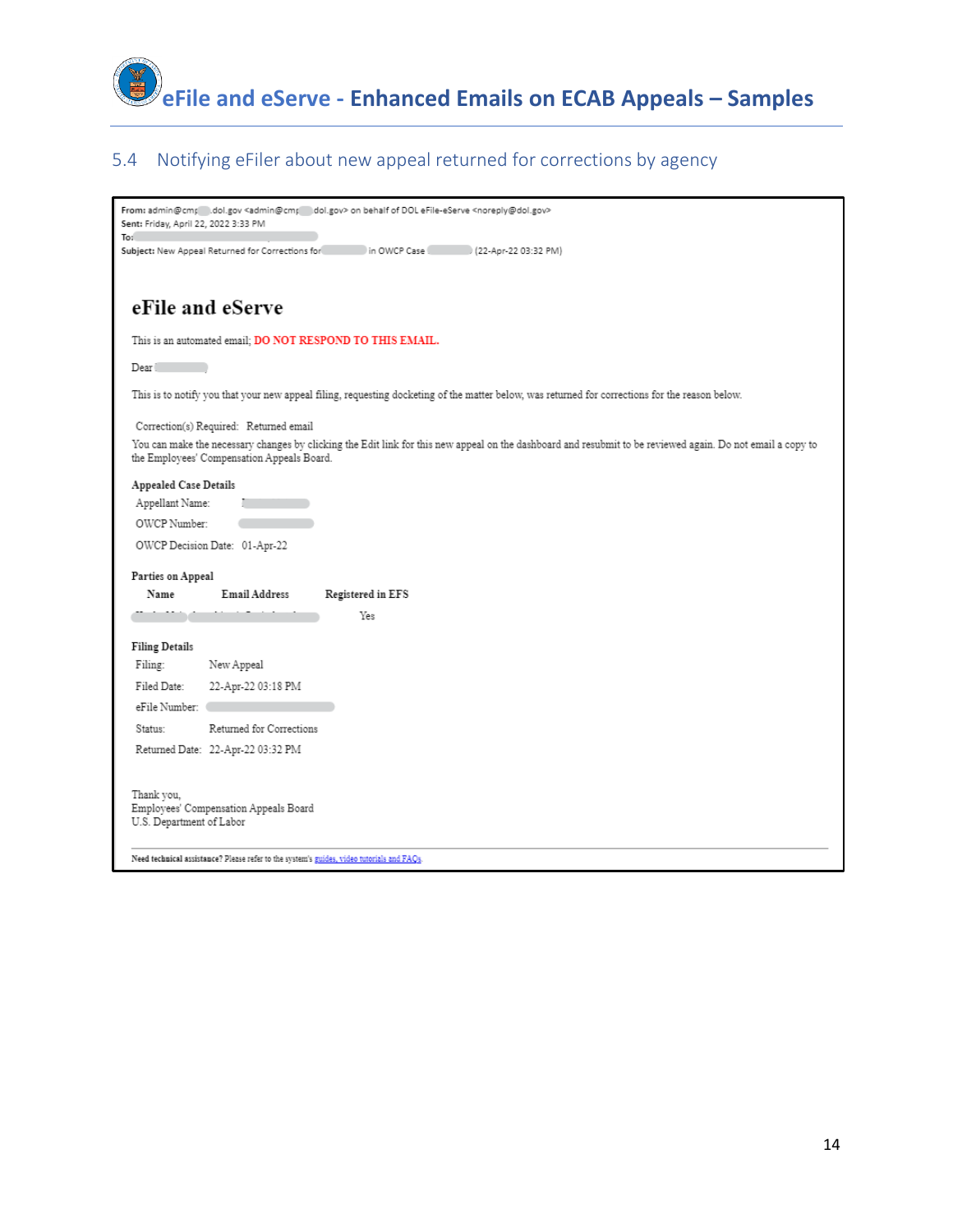## 5.4 Notifying eFiler about new appeal returned for corrections by agency

**From:** admin@cmp .dol.gov <admin@cmp .dol.gov> on behalf of DOL eFile-eServe <noreply@dol.gov>
**Sent:** Friday, April 22, 2022 3:33 PM
**To:**
**Subject:** New Appeal Returned for Corrections for in OWCP Case (22-Apr-22 03:32 PM)

# eFile and eServe

This is an automated email; **DO NOT RESPOND TO THIS EMAIL.**

Dear ,

This is to notify you that your new appeal filing, requesting docketing of the matter below, was returned for corrections for the reason below.

Correction(s) Required: Returned email

You can make the necessary changes by clicking the Edit link for this new appeal on the dashboard and resubmit to be reviewed again. Do not email a copy to the Employees' Compensation Appeals Board.

**Appealed Case Details**

| | |
|---|---|
| Appellant Name: | |
| OWCP Number: | |
| OWCP Decision Date: | 01-Apr-22 |

**Parties on Appeal**

| Name | Email Address | Registered in EFS |
|---|---|---|
| | | Yes |

**Filing Details**

| | |
|---|---|
| Filing: | New Appeal |
| Filed Date: | 22-Apr-22 03:18 PM |
| eFile Number: | |
| Status: | Returned for Corrections |
| Returned Date: | 22-Apr-22 03:32 PM |

Thank you,
Employees' Compensation Appeals Board
U.S. Department of Labor

---

**Need technical assistance?** Please refer to the system's guides, video tutorials and FAQs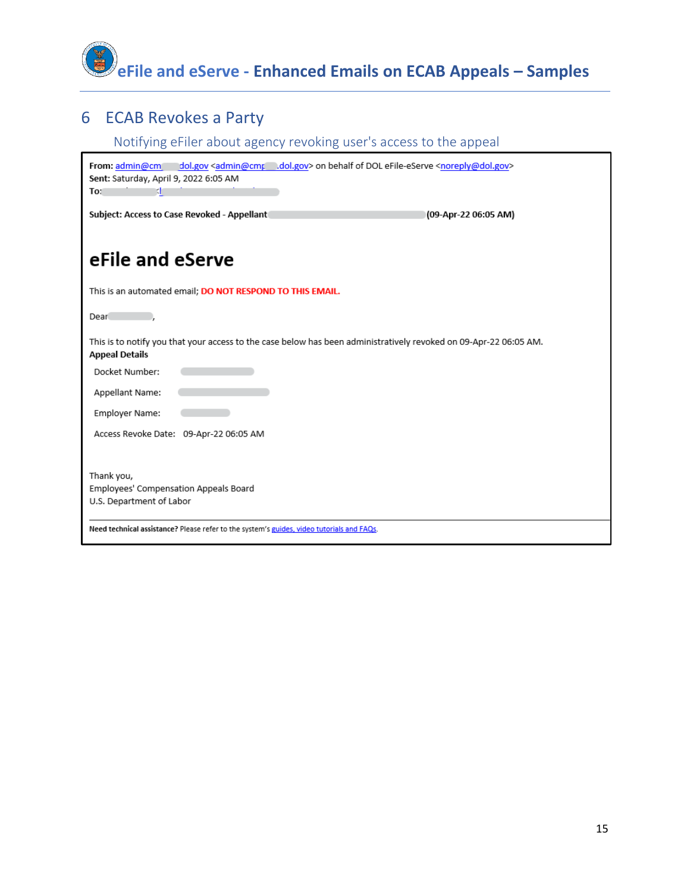## 6 ECAB Revokes a Party

### Notifying eFiler about agency revoking user's access to the appeal

**From:** admin@cm dol.gov <admin@cmp .dol.gov> on behalf of DOL eFile-eServe <noreply@dol.gov>
**Sent:** Saturday, April 9, 2022 6:05 AM
**To:**

**Subject: Access to Case Revoked - Appellant (09-Apr-22 06:05 AM)**

# eFile and eServe

This is an automated email; **DO NOT RESPOND TO THIS EMAIL.**

Dear ,

This is to notify you that your access to the case below has been administratively revoked on 09-Apr-22 06:05 AM.

**Appeal Details**

| | |
|---|---|
| Docket Number: | |
| Appellant Name: | |
| Employer Name: | |
| Access Revoke Date: | 09-Apr-22 06:05 AM |

Thank you,
Employees' Compensation Appeals Board
U.S. Department of Labor

**Need technical assistance?** Please refer to the system's guides, video tutorials and FAQs.